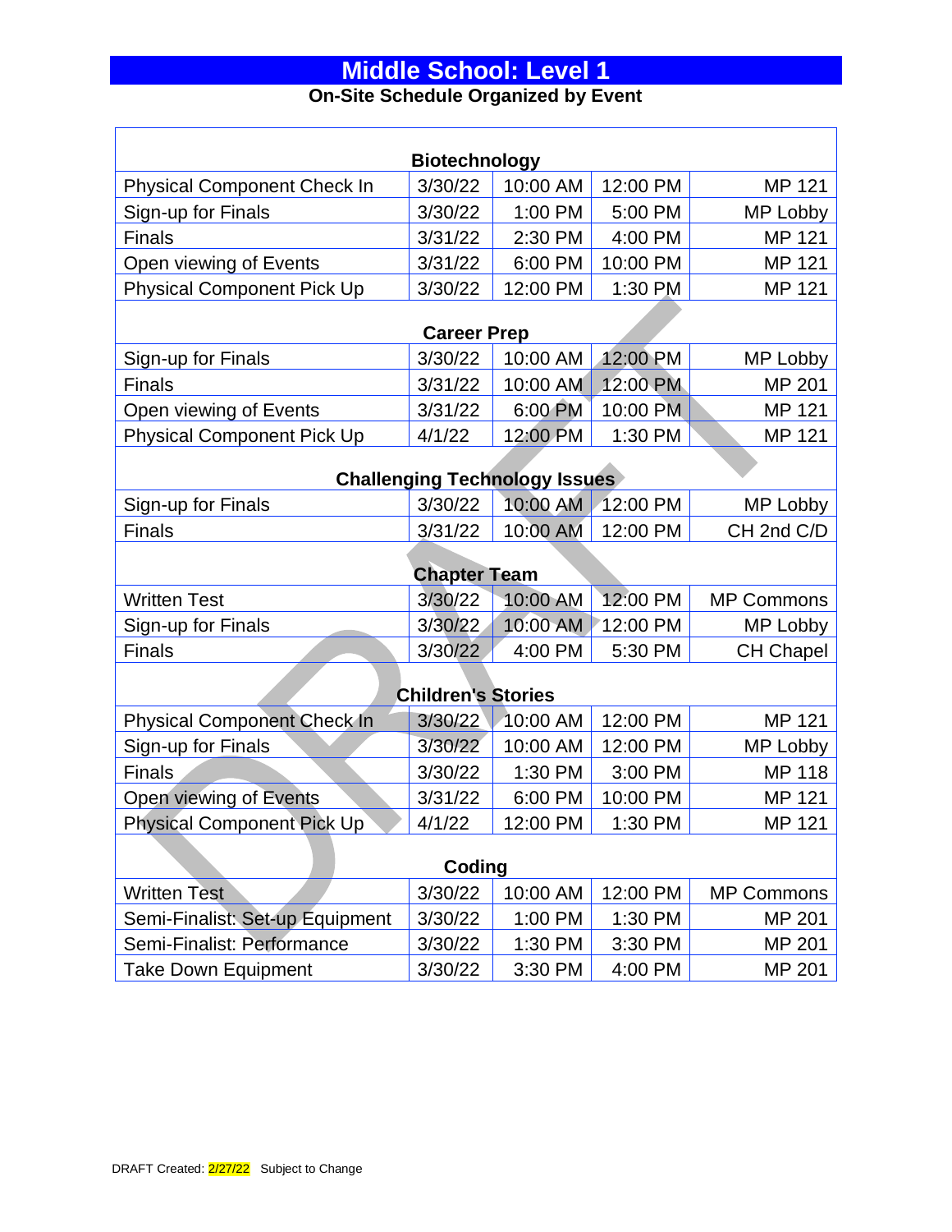# Middle School: Level 1

## On-Site Schedule Organized by Event

| Biotechnology | | | | |
|---|---|---|---|---|
| Physical Component Check In | 3/30/22 | 10:00 AM | 12:00 PM | MP 121 |
| Sign-up for Finals | 3/30/22 | 1:00 PM | 5:00 PM | MP Lobby |
| Finals | 3/31/22 | 2:30 PM | 4:00 PM | MP 121 |
| Open viewing of Events | 3/31/22 | 6:00 PM | 10:00 PM | MP 121 |
| Physical Component Pick Up | 3/30/22 | 12:00 PM | 1:30 PM | MP 121 |
| **Career Prep** | | | | |
| Sign-up for Finals | 3/30/22 | 10:00 AM | 12:00 PM | MP Lobby |
| Finals | 3/31/22 | 10:00 AM | 12:00 PM | MP 201 |
| Open viewing of Events | 3/31/22 | 6:00 PM | 10:00 PM | MP 121 |
| Physical Component Pick Up | 4/1/22 | 12:00 PM | 1:30 PM | MP 121 |
| **Challenging Technology Issues** | | | | |
| Sign-up for Finals | 3/30/22 | 10:00 AM | 12:00 PM | MP Lobby |
| Finals | 3/31/22 | 10:00 AM | 12:00 PM | CH 2nd C/D |
| **Chapter Team** | | | | |
| Written Test | 3/30/22 | 10:00 AM | 12:00 PM | MP Commons |
| Sign-up for Finals | 3/30/22 | 10:00 AM | 12:00 PM | MP Lobby |
| Finals | 3/30/22 | 4:00 PM | 5:30 PM | CH Chapel |
| **Children's Stories** | | | | |
| Physical Component Check In | 3/30/22 | 10:00 AM | 12:00 PM | MP 121 |
| Sign-up for Finals | 3/30/22 | 10:00 AM | 12:00 PM | MP Lobby |
| Finals | 3/30/22 | 1:30 PM | 3:00 PM | MP 118 |
| Open viewing of Events | 3/31/22 | 6:00 PM | 10:00 PM | MP 121 |
| Physical Component Pick Up | 4/1/22 | 12:00 PM | 1:30 PM | MP 121 |
| **Coding** | | | | |
| Written Test | 3/30/22 | 10:00 AM | 12:00 PM | MP Commons |
| Semi-Finalist: Set-up Equipment | 3/30/22 | 1:00 PM | 1:30 PM | MP 201 |
| Semi-Finalist: Performance | 3/30/22 | 1:30 PM | 3:30 PM | MP 201 |
| Take Down Equipment | 3/30/22 | 3:30 PM | 4:00 PM | MP 201 |

DRAFT Created: 2/27/22 Subject to Change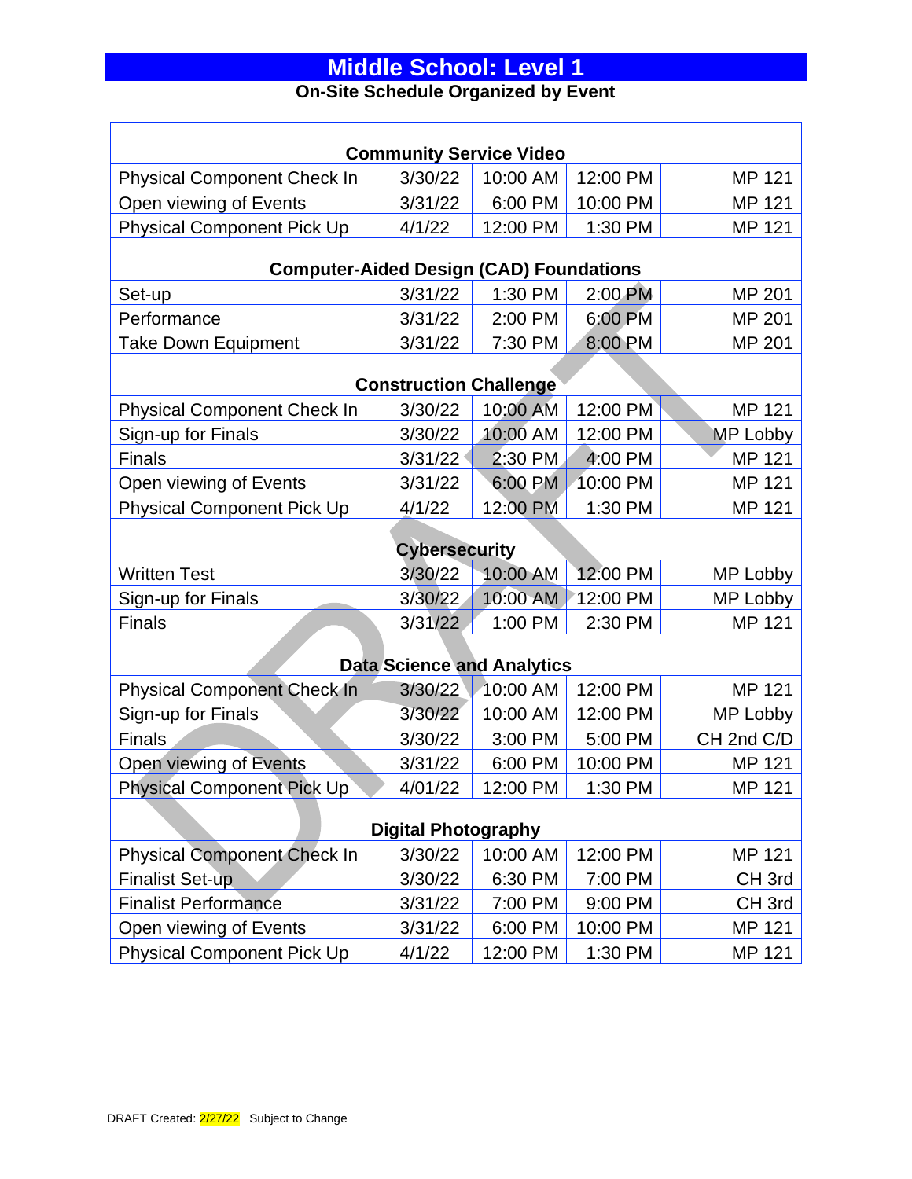# Middle School: Level 1

**On-Site Schedule Organized by Event**

| | | | | |
|---|---|---|---|---|
| **Community Service Video** | | | | |
| Physical Component Check In | 3/30/22 | 10:00 AM | 12:00 PM | MP 121 |
| Open viewing of Events | 3/31/22 | 6:00 PM | 10:00 PM | MP 121 |
| Physical Component Pick Up | 4/1/22 | 12:00 PM | 1:30 PM | MP 121 |
| **Computer-Aided Design (CAD) Foundations** | | | | |
| Set-up | 3/31/22 | 1:30 PM | 2:00 PM | MP 201 |
| Performance | 3/31/22 | 2:00 PM | 6:00 PM | MP 201 |
| Take Down Equipment | 3/31/22 | 7:30 PM | 8:00 PM | MP 201 |
| **Construction Challenge** | | | | |
| Physical Component Check In | 3/30/22 | 10:00 AM | 12:00 PM | MP 121 |
| Sign-up for Finals | 3/30/22 | 10:00 AM | 12:00 PM | MP Lobby |
| Finals | 3/31/22 | 2:30 PM | 4:00 PM | MP 121 |
| Open viewing of Events | 3/31/22 | 6:00 PM | 10:00 PM | MP 121 |
| Physical Component Pick Up | 4/1/22 | 12:00 PM | 1:30 PM | MP 121 |
| **Cybersecurity** | | | | |
| Written Test | 3/30/22 | 10:00 AM | 12:00 PM | MP Lobby |
| Sign-up for Finals | 3/30/22 | 10:00 AM | 12:00 PM | MP Lobby |
| Finals | 3/31/22 | 1:00 PM | 2:30 PM | MP 121 |
| **Data Science and Analytics** | | | | |
| Physical Component Check In | 3/30/22 | 10:00 AM | 12:00 PM | MP 121 |
| Sign-up for Finals | 3/30/22 | 10:00 AM | 12:00 PM | MP Lobby |
| Finals | 3/30/22 | 3:00 PM | 5:00 PM | CH 2nd C/D |
| Open viewing of Events | 3/31/22 | 6:00 PM | 10:00 PM | MP 121 |
| Physical Component Pick Up | 4/01/22 | 12:00 PM | 1:30 PM | MP 121 |
| **Digital Photography** | | | | |
| Physical Component Check In | 3/30/22 | 10:00 AM | 12:00 PM | MP 121 |
| Finalist Set-up | 3/30/22 | 6:30 PM | 7:00 PM | CH 3rd |
| Finalist Performance | 3/31/22 | 7:00 PM | 9:00 PM | CH 3rd |
| Open viewing of Events | 3/31/22 | 6:00 PM | 10:00 PM | MP 121 |
| Physical Component Pick Up | 4/1/22 | 12:00 PM | 1:30 PM | MP 121 |

DRAFT Created: 2/27/22 Subject to Change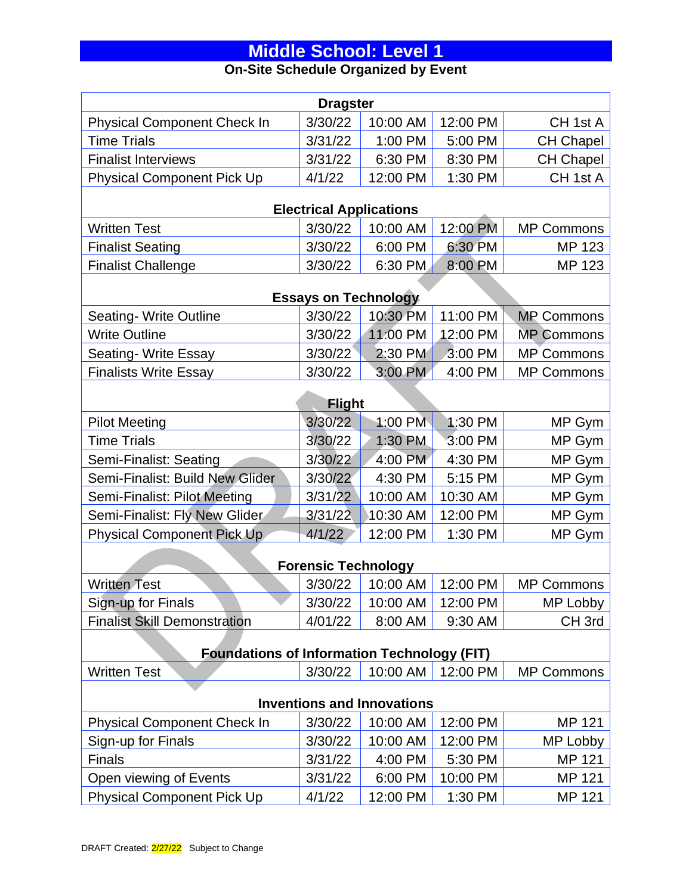# Middle School: Level 1

**On-Site Schedule Organized by Event**

| Dragster | | | | |
|---|---|---|---|---|
| Physical Component Check In | 3/30/22 | 10:00 AM | 12:00 PM | CH 1st A |
| Time Trials | 3/31/22 | 1:00 PM | 5:00 PM | CH Chapel |
| Finalist Interviews | 3/31/22 | 6:30 PM | 8:30 PM | CH Chapel |
| Physical Component Pick Up | 4/1/22 | 12:00 PM | 1:30 PM | CH 1st A |

| Electrical Applications | | | | |
|---|---|---|---|---|
| Written Test | 3/30/22 | 10:00 AM | 12:00 PM | MP Commons |
| Finalist Seating | 3/30/22 | 6:00 PM | 6:30 PM | MP 123 |
| Finalist Challenge | 3/30/22 | 6:30 PM | 8:00 PM | MP 123 |

| Essays on Technology | | | | |
|---|---|---|---|---|
| Seating- Write Outline | 3/30/22 | 10:30 PM | 11:00 PM | MP Commons |
| Write Outline | 3/30/22 | 11:00 PM | 12:00 PM | MP Commons |
| Seating- Write Essay | 3/30/22 | 2:30 PM | 3:00 PM | MP Commons |
| Finalists Write Essay | 3/30/22 | 3:00 PM | 4:00 PM | MP Commons |

| Flight | | | | |
|---|---|---|---|---|
| Pilot Meeting | 3/30/22 | 1:00 PM | 1:30 PM | MP Gym |
| Time Trials | 3/30/22 | 1:30 PM | 3:00 PM | MP Gym |
| Semi-Finalist: Seating | 3/30/22 | 4:00 PM | 4:30 PM | MP Gym |
| Semi-Finalist: Build New Glider | 3/30/22 | 4:30 PM | 5:15 PM | MP Gym |
| Semi-Finalist: Pilot Meeting | 3/31/22 | 10:00 AM | 10:30 AM | MP Gym |
| Semi-Finalist: Fly New Glider | 3/31/22 | 10:30 AM | 12:00 PM | MP Gym |
| Physical Component Pick Up | 4/1/22 | 12:00 PM | 1:30 PM | MP Gym |

| Forensic Technology | | | | |
|---|---|---|---|---|
| Written Test | 3/30/22 | 10:00 AM | 12:00 PM | MP Commons |
| Sign-up for Finals | 3/30/22 | 10:00 AM | 12:00 PM | MP Lobby |
| Finalist Skill Demonstration | 4/01/22 | 8:00 AM | 9:30 AM | CH 3rd |

| Foundations of Information Technology (FIT) | | | | |
|---|---|---|---|---|
| Written Test | 3/30/22 | 10:00 AM | 12:00 PM | MP Commons |

| Inventions and Innovations | | | | |
|---|---|---|---|---|
| Physical Component Check In | 3/30/22 | 10:00 AM | 12:00 PM | MP 121 |
| Sign-up for Finals | 3/30/22 | 10:00 AM | 12:00 PM | MP Lobby |
| Finals | 3/31/22 | 4:00 PM | 5:30 PM | MP 121 |
| Open viewing of Events | 3/31/22 | 6:00 PM | 10:00 PM | MP 121 |
| Physical Component Pick Up | 4/1/22 | 12:00 PM | 1:30 PM | MP 121 |

DRAFT Created: 2/27/22 Subject to Change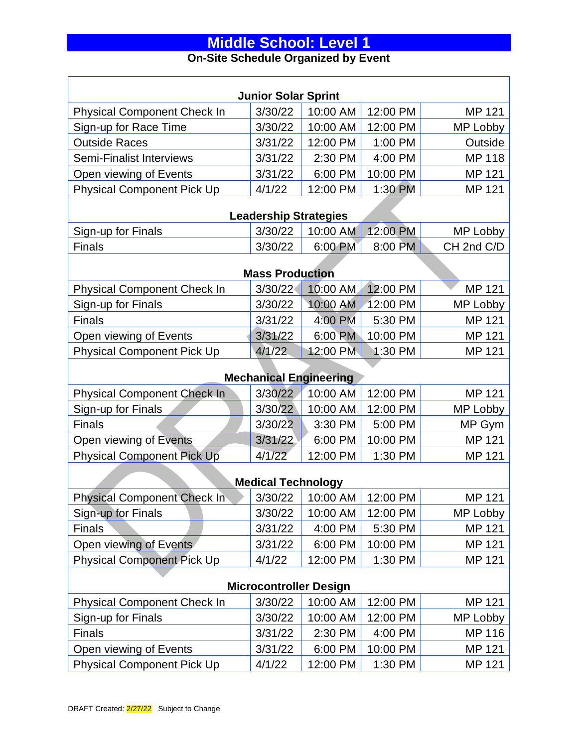# Middle School: Level 1

## On-Site Schedule Organized by Event

| Junior Solar Sprint | | | | |
|---|---|---|---|---|
| Physical Component Check In | 3/30/22 | 10:00 AM | 12:00 PM | MP 121 |
| Sign-up for Race Time | 3/30/22 | 10:00 AM | 12:00 PM | MP Lobby |
| Outside Races | 3/31/22 | 12:00 PM | 1:00 PM | Outside |
| Semi-Finalist Interviews | 3/31/22 | 2:30 PM | 4:00 PM | MP 118 |
| Open viewing of Events | 3/31/22 | 6:00 PM | 10:00 PM | MP 121 |
| Physical Component Pick Up | 4/1/22 | 12:00 PM | 1:30 PM | MP 121 |
| **Leadership Strategies** | | | | |
| Sign-up for Finals | 3/30/22 | 10:00 AM | 12:00 PM | MP Lobby |
| Finals | 3/30/22 | 6:00 PM | 8:00 PM | CH 2nd C/D |
| **Mass Production** | | | | |
| Physical Component Check In | 3/30/22 | 10:00 AM | 12:00 PM | MP 121 |
| Sign-up for Finals | 3/30/22 | 10:00 AM | 12:00 PM | MP Lobby |
| Finals | 3/31/22 | 4:00 PM | 5:30 PM | MP 121 |
| Open viewing of Events | 3/31/22 | 6:00 PM | 10:00 PM | MP 121 |
| Physical Component Pick Up | 4/1/22 | 12:00 PM | 1:30 PM | MP 121 |
| **Mechanical Engineering** | | | | |
| Physical Component Check In | 3/30/22 | 10:00 AM | 12:00 PM | MP 121 |
| Sign-up for Finals | 3/30/22 | 10:00 AM | 12:00 PM | MP Lobby |
| Finals | 3/30/22 | 3:30 PM | 5:00 PM | MP Gym |
| Open viewing of Events | 3/31/22 | 6:00 PM | 10:00 PM | MP 121 |
| Physical Component Pick Up | 4/1/22 | 12:00 PM | 1:30 PM | MP 121 |
| **Medical Technology** | | | | |
| Physical Component Check In | 3/30/22 | 10:00 AM | 12:00 PM | MP 121 |
| Sign-up for Finals | 3/30/22 | 10:00 AM | 12:00 PM | MP Lobby |
| Finals | 3/31/22 | 4:00 PM | 5:30 PM | MP 121 |
| Open viewing of Events | 3/31/22 | 6:00 PM | 10:00 PM | MP 121 |
| Physical Component Pick Up | 4/1/22 | 12:00 PM | 1:30 PM | MP 121 |
| **Microcontroller Design** | | | | |
| Physical Component Check In | 3/30/22 | 10:00 AM | 12:00 PM | MP 121 |
| Sign-up for Finals | 3/30/22 | 10:00 AM | 12:00 PM | MP Lobby |
| Finals | 3/31/22 | 2:30 PM | 4:00 PM | MP 116 |
| Open viewing of Events | 3/31/22 | 6:00 PM | 10:00 PM | MP 121 |
| Physical Component Pick Up | 4/1/22 | 12:00 PM | 1:30 PM | MP 121 |

DRAFT Created: 2/27/22 Subject to Change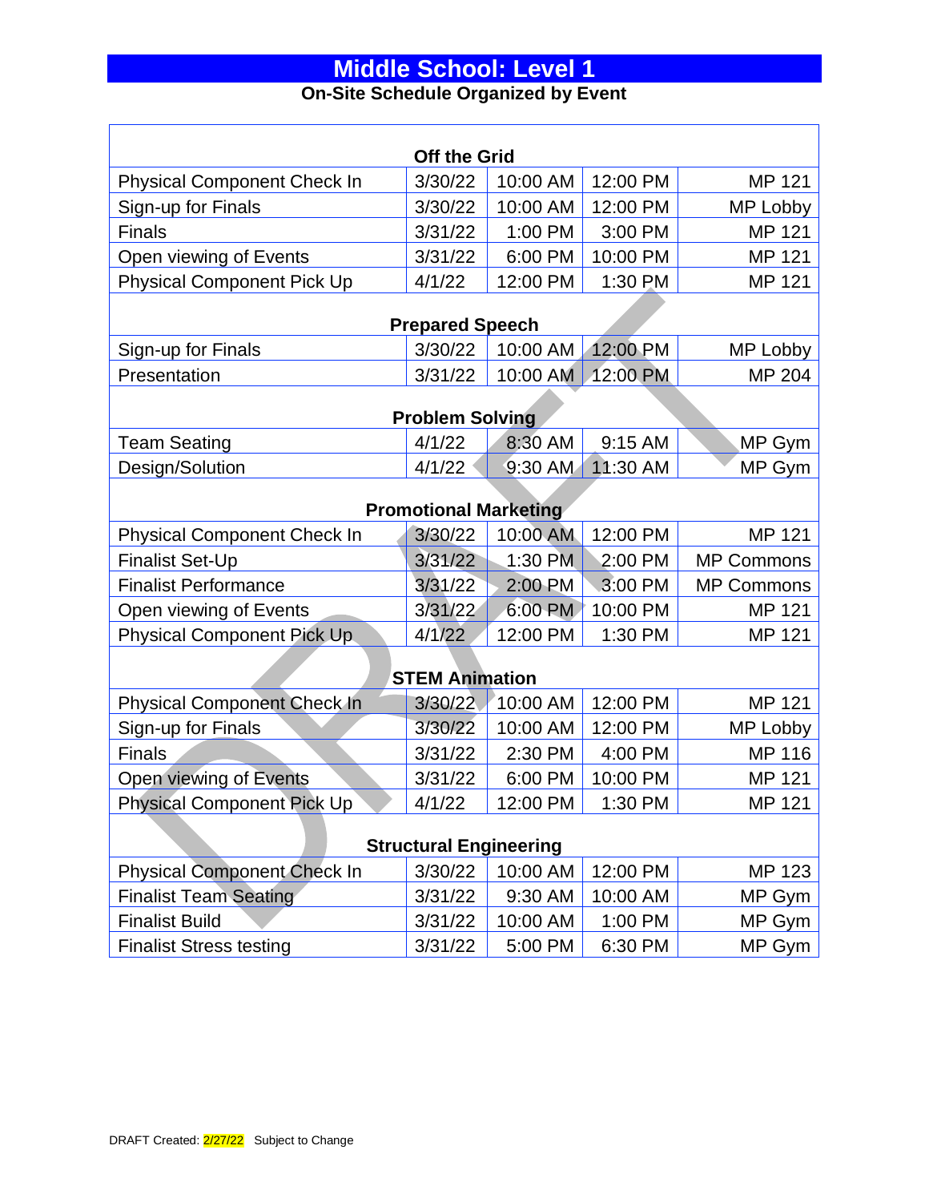# Middle School: Level 1

**On-Site Schedule Organized by Event**

| Off the Grid | | | | |
|---|---|---|---|---|
| Physical Component Check In | 3/30/22 | 10:00 AM | 12:00 PM | MP 121 |
| Sign-up for Finals | 3/30/22 | 10:00 AM | 12:00 PM | MP Lobby |
| Finals | 3/31/22 | 1:00 PM | 3:00 PM | MP 121 |
| Open viewing of Events | 3/31/22 | 6:00 PM | 10:00 PM | MP 121 |
| Physical Component Pick Up | 4/1/22 | 12:00 PM | 1:30 PM | MP 121 |
| **Prepared Speech** | | | | |
| Sign-up for Finals | 3/30/22 | 10:00 AM | 12:00 PM | MP Lobby |
| Presentation | 3/31/22 | 10:00 AM | 12:00 PM | MP 204 |
| **Problem Solving** | | | | |
| Team Seating | 4/1/22 | 8:30 AM | 9:15 AM | MP Gym |
| Design/Solution | 4/1/22 | 9:30 AM | 11:30 AM | MP Gym |
| **Promotional Marketing** | | | | |
| Physical Component Check In | 3/30/22 | 10:00 AM | 12:00 PM | MP 121 |
| Finalist Set-Up | 3/31/22 | 1:30 PM | 2:00 PM | MP Commons |
| Finalist Performance | 3/31/22 | 2:00 PM | 3:00 PM | MP Commons |
| Open viewing of Events | 3/31/22 | 6:00 PM | 10:00 PM | MP 121 |
| Physical Component Pick Up | 4/1/22 | 12:00 PM | 1:30 PM | MP 121 |
| **STEM Animation** | | | | |
| Physical Component Check In | 3/30/22 | 10:00 AM | 12:00 PM | MP 121 |
| Sign-up for Finals | 3/30/22 | 10:00 AM | 12:00 PM | MP Lobby |
| Finals | 3/31/22 | 2:30 PM | 4:00 PM | MP 116 |
| Open viewing of Events | 3/31/22 | 6:00 PM | 10:00 PM | MP 121 |
| Physical Component Pick Up | 4/1/22 | 12:00 PM | 1:30 PM | MP 121 |
| **Structural Engineering** | | | | |
| Physical Component Check In | 3/30/22 | 10:00 AM | 12:00 PM | MP 123 |
| Finalist Team Seating | 3/31/22 | 9:30 AM | 10:00 AM | MP Gym |
| Finalist Build | 3/31/22 | 10:00 AM | 1:00 PM | MP Gym |
| Finalist Stress testing | 3/31/22 | 5:00 PM | 6:30 PM | MP Gym |

DRAFT Created: 2/27/22 Subject to Change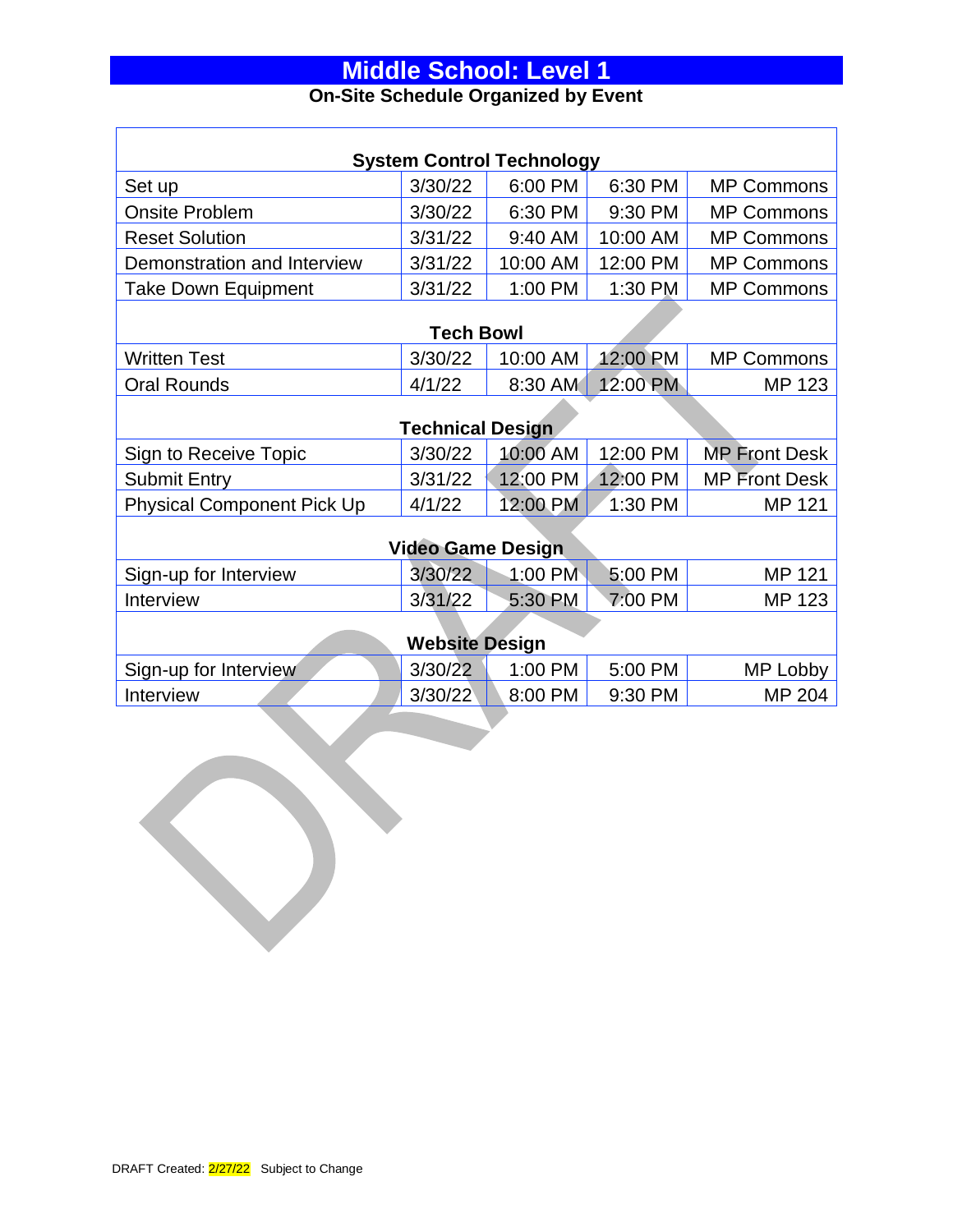# Middle School: Level 1

**On-Site Schedule Organized by Event**

| | | | | |
|---|---|---|---|---|
| **System Control Technology** | | | | |
| Set up | 3/30/22 | 6:00 PM | 6:30 PM | MP Commons |
| Onsite Problem | 3/30/22 | 6:30 PM | 9:30 PM | MP Commons |
| Reset Solution | 3/31/22 | 9:40 AM | 10:00 AM | MP Commons |
| Demonstration and Interview | 3/31/22 | 10:00 AM | 12:00 PM | MP Commons |
| Take Down Equipment | 3/31/22 | 1:00 PM | 1:30 PM | MP Commons |
| **Tech Bowl** | | | | |
| Written Test | 3/30/22 | 10:00 AM | 12:00 PM | MP Commons |
| Oral Rounds | 4/1/22 | 8:30 AM | 12:00 PM | MP 123 |
| **Technical Design** | | | | |
| Sign to Receive Topic | 3/30/22 | 10:00 AM | 12:00 PM | MP Front Desk |
| Submit Entry | 3/31/22 | 12:00 PM | 12:00 PM | MP Front Desk |
| Physical Component Pick Up | 4/1/22 | 12:00 PM | 1:30 PM | MP 121 |
| **Video Game Design** | | | | |
| Sign-up for Interview | 3/30/22 | 1:00 PM | 5:00 PM | MP 121 |
| Interview | 3/31/22 | 5:30 PM | 7:00 PM | MP 123 |
| **Website Design** | | | | |
| Sign-up for Interview | 3/30/22 | 1:00 PM | 5:00 PM | MP Lobby |
| Interview | 3/30/22 | 8:00 PM | 9:30 PM | MP 204 |

DRAFT

DRAFT Created: 2/27/22 Subject to Change